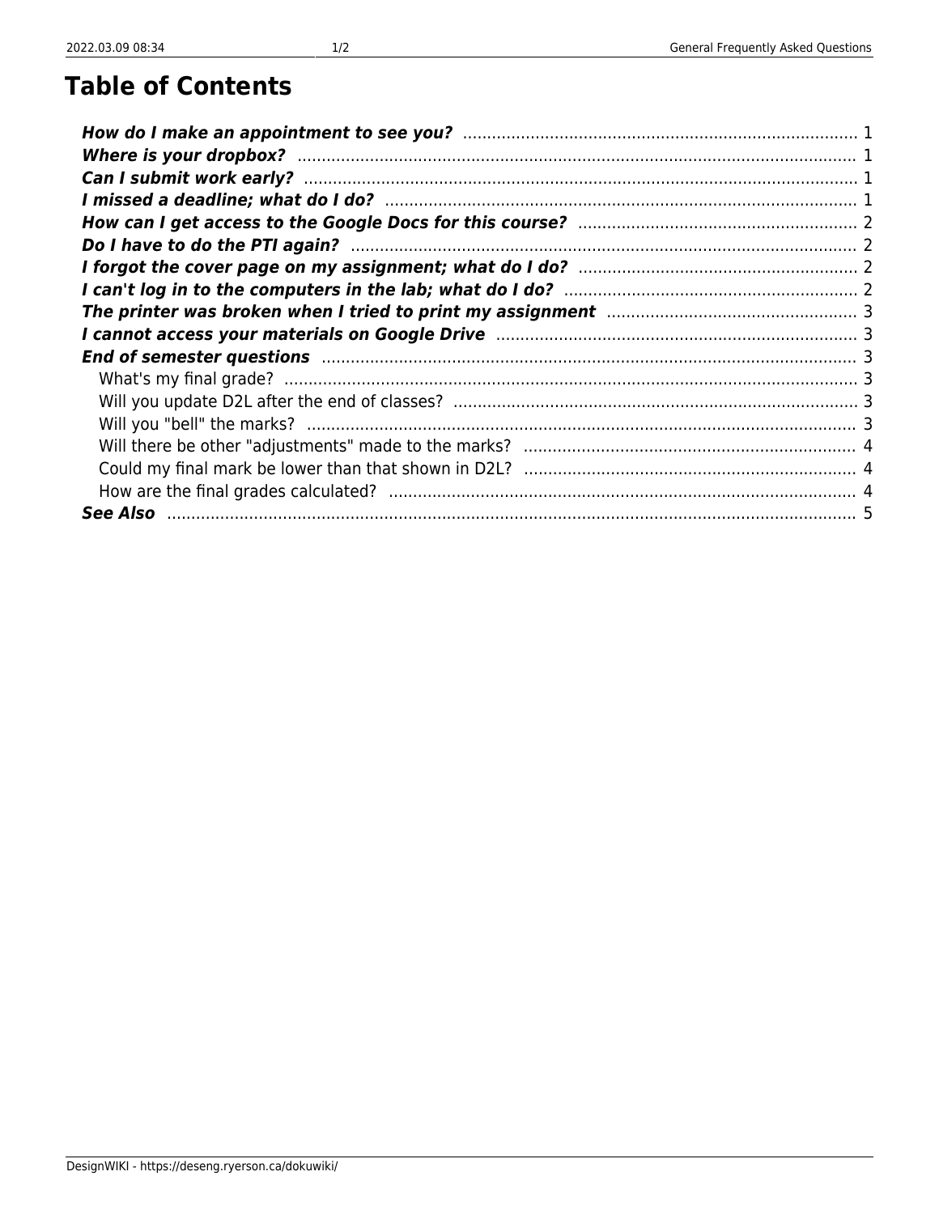# Table of Contents

***How do I make an appointment to see you?*** ..... 1
***Where is your dropbox?*** ..... 1
***Can I submit work early?*** ..... 1
***I missed a deadline; what do I do?*** ..... 1
***How can I get access to the Google Docs for this course?*** ..... 2
***Do I have to do the PTI again?*** ..... 2
***I forgot the cover page on my assignment; what do I do?*** ..... 2
***I can't log in to the computers in the lab; what do I do?*** ..... 2
***The printer was broken when I tried to print my assignment*** ..... 3
***I cannot access your materials on Google Drive*** ..... 3
***End of semester questions*** ..... 3
- What's my final grade? ..... 3
- Will you update D2L after the end of classes? ..... 3
- Will you "bell" the marks? ..... 3
- Will there be other "adjustments" made to the marks? ..... 4
- Could my final mark be lower than that shown in D2L? ..... 4
- How are the final grades calculated? ..... 4

***See Also*** ..... 5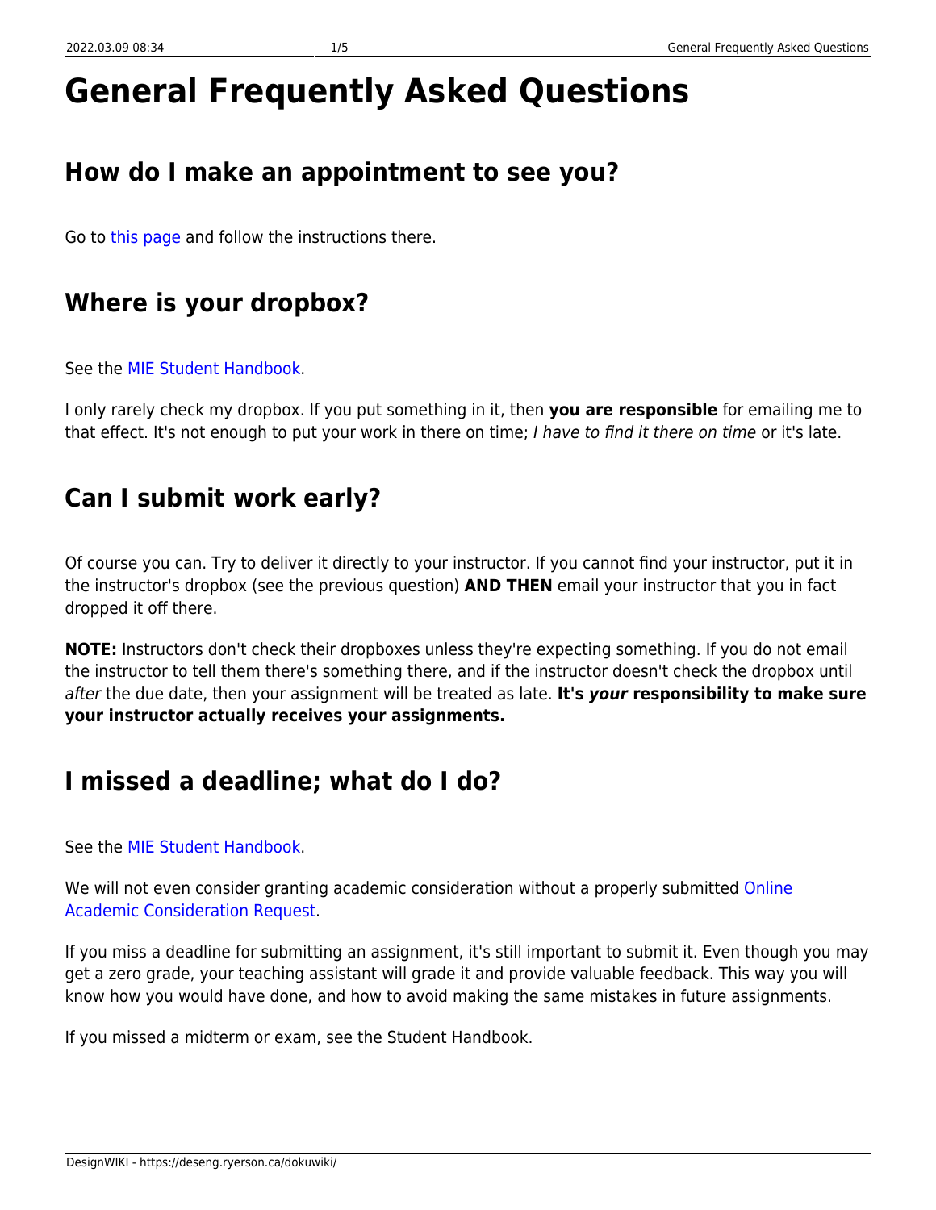# General Frequently Asked Questions

## How do I make an appointment to see you?

Go to this page and follow the instructions there.

## Where is your dropbox?

See the MIE Student Handbook.

I only rarely check my dropbox. If you put something in it, then **you are responsible** for emailing me to that effect. It's not enough to put your work in there on time; *I have to find it there on time* or it's late.

## Can I submit work early?

Of course you can. Try to deliver it directly to your instructor. If you cannot find your instructor, put it in the instructor's dropbox (see the previous question) **AND THEN** email your instructor that you in fact dropped it off there.

**NOTE:** Instructors don't check their dropboxes unless they're expecting something. If you do not email the instructor to tell them there's something there, and if the instructor doesn't check the dropbox until *after* the due date, then your assignment will be treated as late. **It's *your* responsibility to make sure your instructor actually receives your assignments.**

## I missed a deadline; what do I do?

See the MIE Student Handbook.

We will not even consider granting academic consideration without a properly submitted Online Academic Consideration Request.

If you miss a deadline for submitting an assignment, it's still important to submit it. Even though you may get a zero grade, your teaching assistant will grade it and provide valuable feedback. This way you will know how you would have done, and how to avoid making the same mistakes in future assignments.

If you missed a midterm or exam, see the Student Handbook.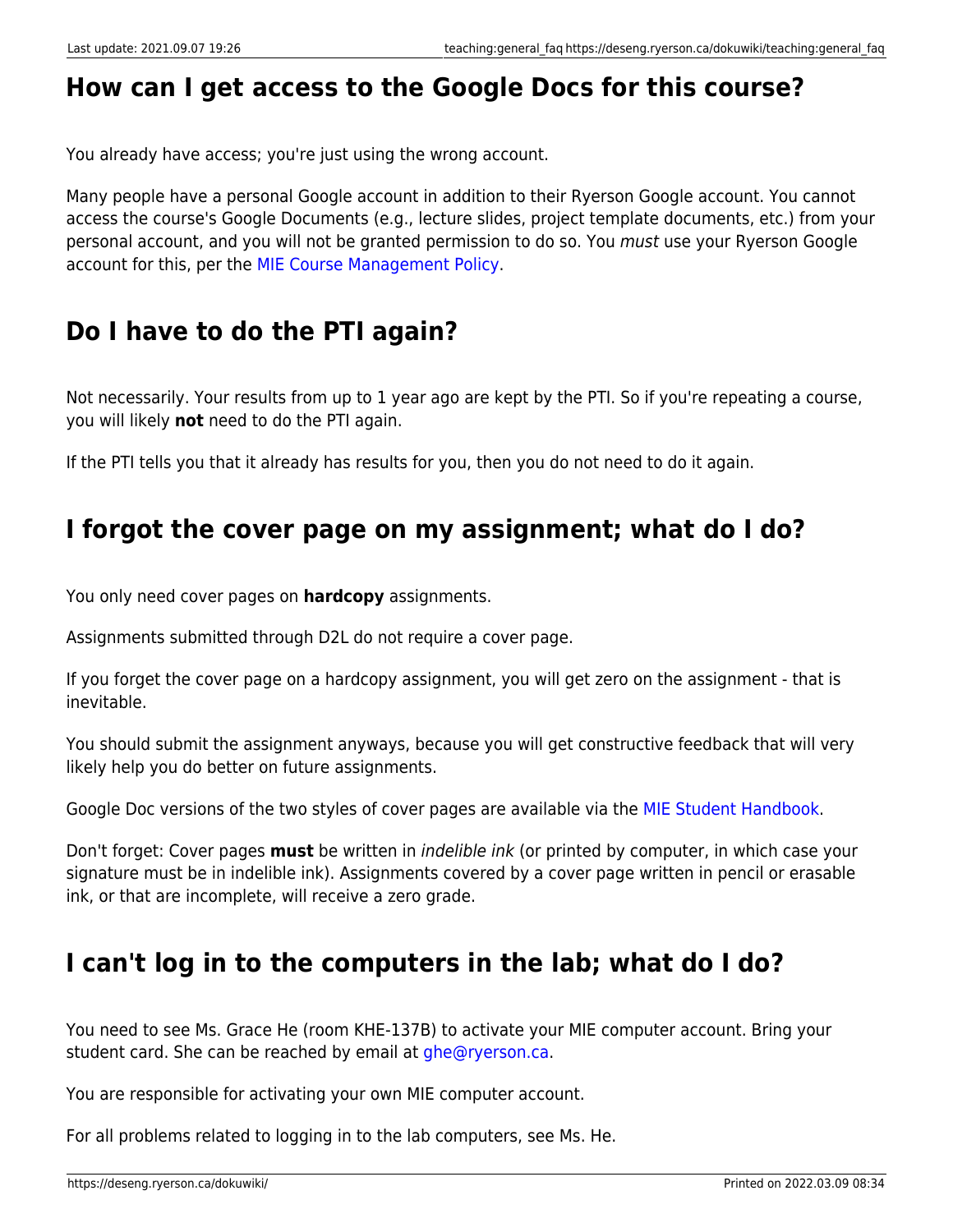## How can I get access to the Google Docs for this course?

You already have access; you're just using the wrong account.

Many people have a personal Google account in addition to their Ryerson Google account. You cannot access the course's Google Documents (e.g., lecture slides, project template documents, etc.) from your personal account, and you will not be granted permission to do so. You *must* use your Ryerson Google account for this, per the MIE Course Management Policy.

## Do I have to do the PTI again?

Not necessarily. Your results from up to 1 year ago are kept by the PTI. So if you're repeating a course, you will likely **not** need to do the PTI again.

If the PTI tells you that it already has results for you, then you do not need to do it again.

## I forgot the cover page on my assignment; what do I do?

You only need cover pages on **hardcopy** assignments.

Assignments submitted through D2L do not require a cover page.

If you forget the cover page on a hardcopy assignment, you will get zero on the assignment - that is inevitable.

You should submit the assignment anyways, because you will get constructive feedback that will very likely help you do better on future assignments.

Google Doc versions of the two styles of cover pages are available via the MIE Student Handbook.

Don't forget: Cover pages **must** be written in *indelible ink* (or printed by computer, in which case your signature must be in indelible ink). Assignments covered by a cover page written in pencil or erasable ink, or that are incomplete, will receive a zero grade.

## I can't log in to the computers in the lab; what do I do?

You need to see Ms. Grace He (room KHE-137B) to activate your MIE computer account. Bring your student card. She can be reached by email at ghe@ryerson.ca.

You are responsible for activating your own MIE computer account.

For all problems related to logging in to the lab computers, see Ms. He.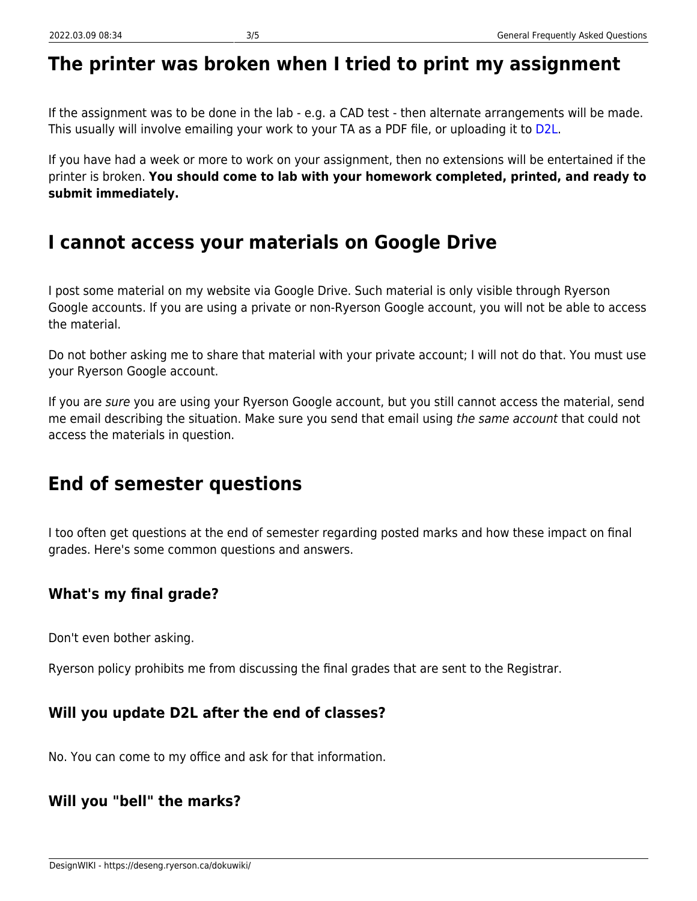## The printer was broken when I tried to print my assignment

If the assignment was to be done in the lab - e.g. a CAD test - then alternate arrangements will be made. This usually will involve emailing your work to your TA as a PDF file, or uploading it to D2L.

If you have had a week or more to work on your assignment, then no extensions will be entertained if the printer is broken. **You should come to lab with your homework completed, printed, and ready to submit immediately.**

## I cannot access your materials on Google Drive

I post some material on my website via Google Drive. Such material is only visible through Ryerson Google accounts. If you are using a private or non-Ryerson Google account, you will not be able to access the material.

Do not bother asking me to share that material with your private account; I will not do that. You must use your Ryerson Google account.

If you are *sure* you are using your Ryerson Google account, but you still cannot access the material, send me email describing the situation. Make sure you send that email using *the same account* that could not access the materials in question.

## End of semester questions

I too often get questions at the end of semester regarding posted marks and how these impact on final grades. Here's some common questions and answers.

### What's my final grade?

Don't even bother asking.

Ryerson policy prohibits me from discussing the final grades that are sent to the Registrar.

### Will you update D2L after the end of classes?

No. You can come to my office and ask for that information.

### Will you "bell" the marks?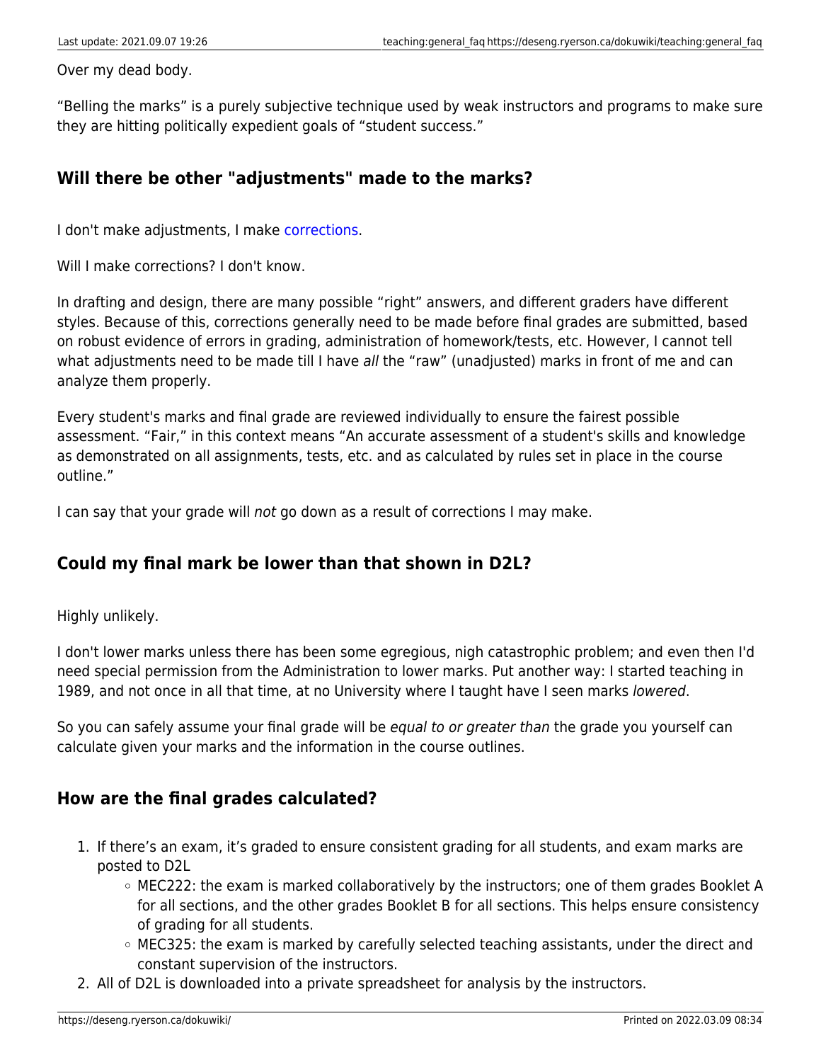Over my dead body.

“Belling the marks” is a purely subjective technique used by weak instructors and programs to make sure they are hitting politically expedient goals of “student success.”

### Will there be other "adjustments" made to the marks?

I don't make adjustments, I make corrections.

Will I make corrections? I don't know.

In drafting and design, there are many possible “right” answers, and different graders have different styles. Because of this, corrections generally need to be made before final grades are submitted, based on robust evidence of errors in grading, administration of homework/tests, etc. However, I cannot tell what adjustments need to be made till I have *all* the “raw” (unadjusted) marks in front of me and can analyze them properly.

Every student's marks and final grade are reviewed individually to ensure the fairest possible assessment. “Fair,” in this context means “An accurate assessment of a student's skills and knowledge as demonstrated on all assignments, tests, etc. and as calculated by rules set in place in the course outline.”

I can say that your grade will *not* go down as a result of corrections I may make.

### Could my final mark be lower than that shown in D2L?

Highly unlikely.

I don't lower marks unless there has been some egregious, nigh catastrophic problem; and even then I'd need special permission from the Administration to lower marks. Put another way: I started teaching in 1989, and not once in all that time, at no University where I taught have I seen marks *lowered*.

So you can safely assume your final grade will be *equal to or greater than* the grade you yourself can calculate given your marks and the information in the course outlines.

### How are the final grades calculated?

1. If there’s an exam, it’s graded to ensure consistent grading for all students, and exam marks are posted to D2L
   - MEC222: the exam is marked collaboratively by the instructors; one of them grades Booklet A for all sections, and the other grades Booklet B for all sections. This helps ensure consistency of grading for all students.
   - MEC325: the exam is marked by carefully selected teaching assistants, under the direct and constant supervision of the instructors.
2. All of D2L is downloaded into a private spreadsheet for analysis by the instructors.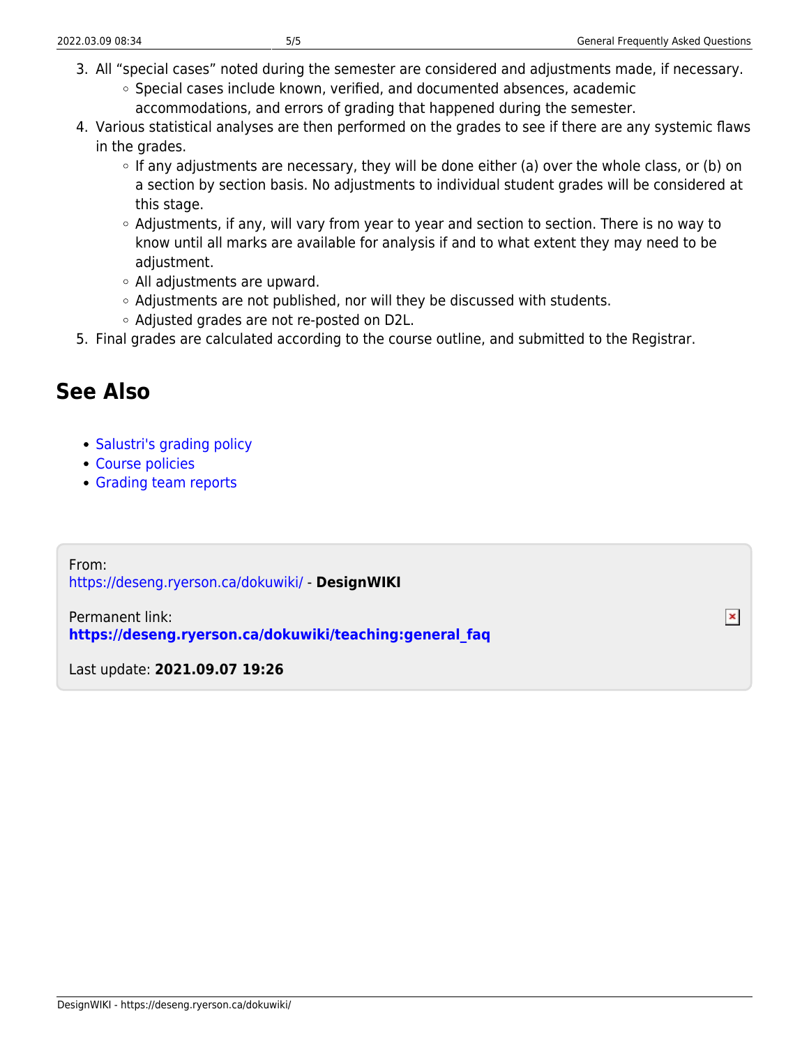3. All “special cases” noted during the semester are considered and adjustments made, if necessary.
    - Special cases include known, verified, and documented absences, academic accommodations, and errors of grading that happened during the semester.
4. Various statistical analyses are then performed on the grades to see if there are any systemic flaws in the grades.
    - If any adjustments are necessary, they will be done either (a) over the whole class, or (b) on a section by section basis. No adjustments to individual student grades will be considered at this stage.
    - Adjustments, if any, will vary from year to year and section to section. There is no way to know until all marks are available for analysis if and to what extent they may need to be adjustment.
    - All adjustments are upward.
    - Adjustments are not published, nor will they be discussed with students.
    - Adjusted grades are not re-posted on D2L.
5. Final grades are calculated according to the course outline, and submitted to the Registrar.

## See Also

- Salustri's grading policy
- Course policies
- Grading team reports

From:
https://deseng.ryerson.ca/dokuwiki/ - **DesignWIKI**

Permanent link:
**https://deseng.ryerson.ca/dokuwiki/teaching:general_faq**

Last update: **2021.09.07 19:26**